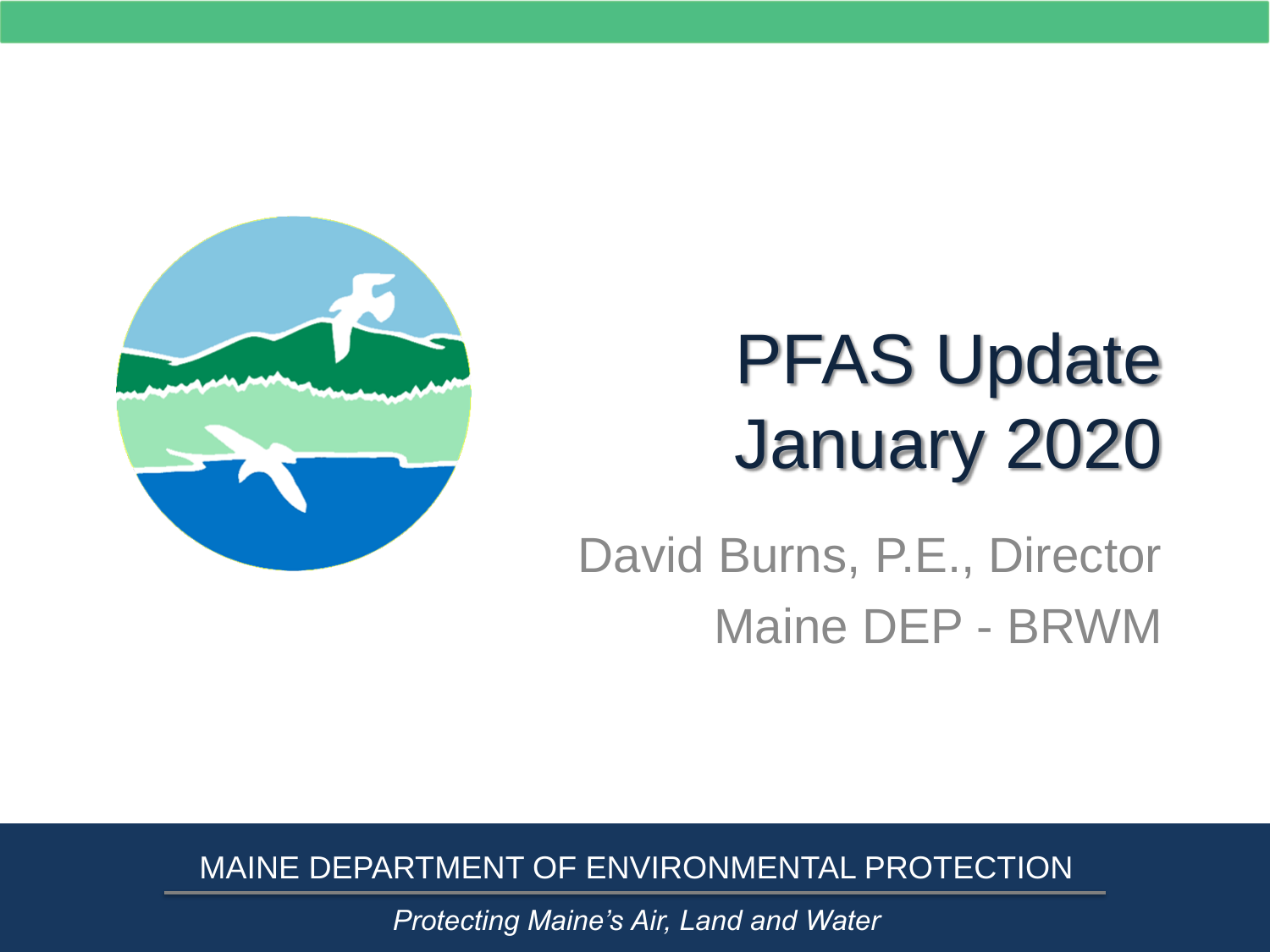# PFAS Update January 2020

David Burns, P.E., Director

Maine DEP - BRWM

MAINE DEPARTMENT OF ENVIRONMENTAL PROTECTION

*Protecting Maine's Air, Land and Water*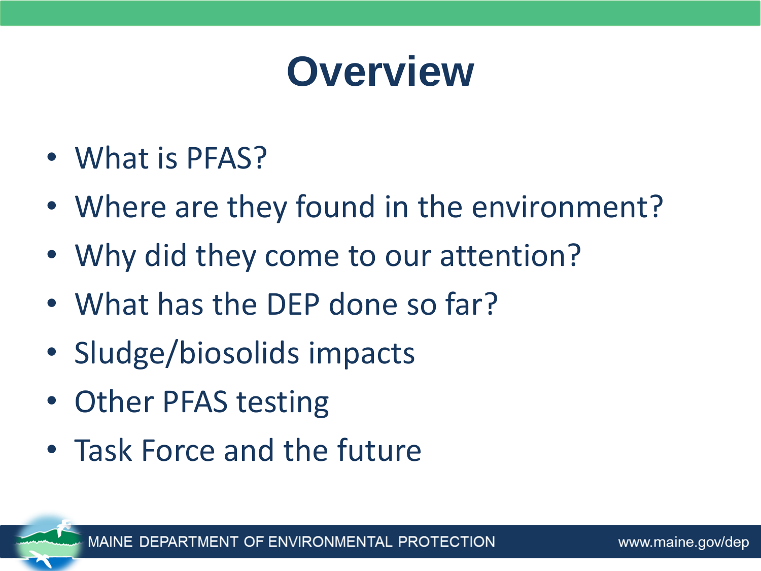# Overview

- What is PFAS?
- Where are they found in the environment?
- Why did they come to our attention?
- What has the DEP done so far?
- Sludge/biosolids impacts
- Other PFAS testing
- Task Force and the future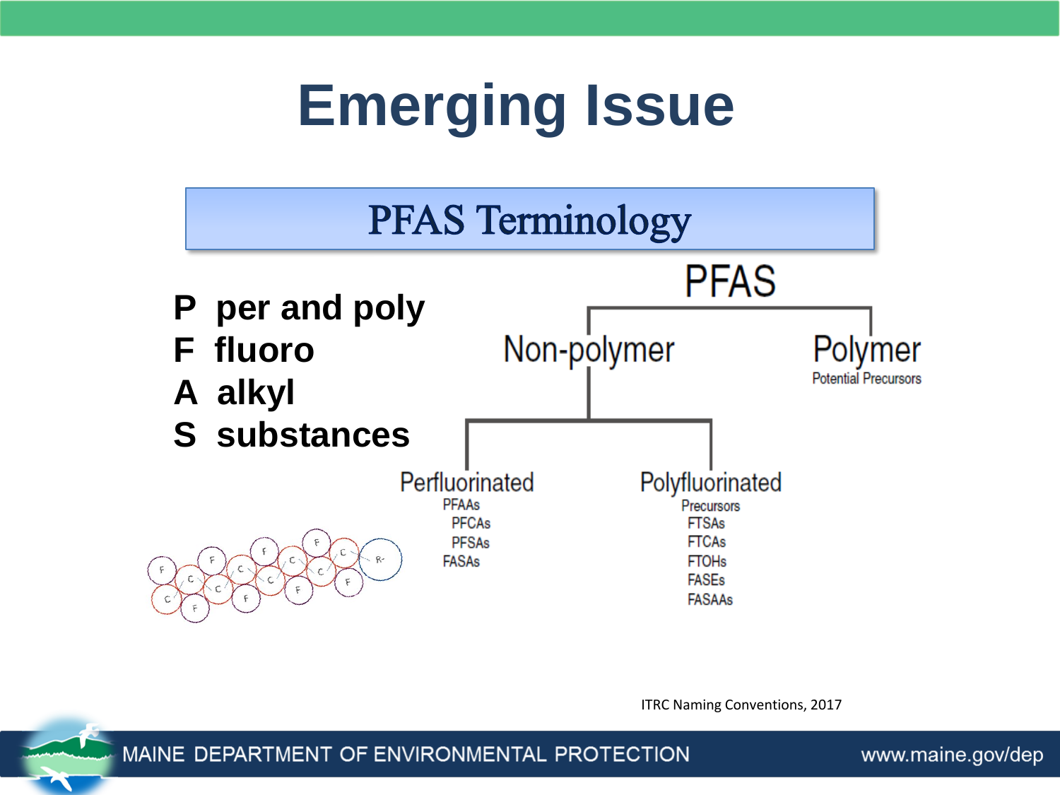# Emerging Issue

## PFAS Terminology

**P** **per and poly**
**F** **fluoro**
**A** **alkyl**
**S** **substances**

PFAS

- Non-polymer
  - Perfluorinated
    - PFAAs
      - PFCAs
      - PFSAs
    - FASAs
  - Polyfluorinated
    - Precursors
      - FTSAs
      - FTCAs
      - FTOHs
      - FASEs
      - FASAAs
- Polymer
  - Potential Precursors

ITRC Naming Conventions, 2017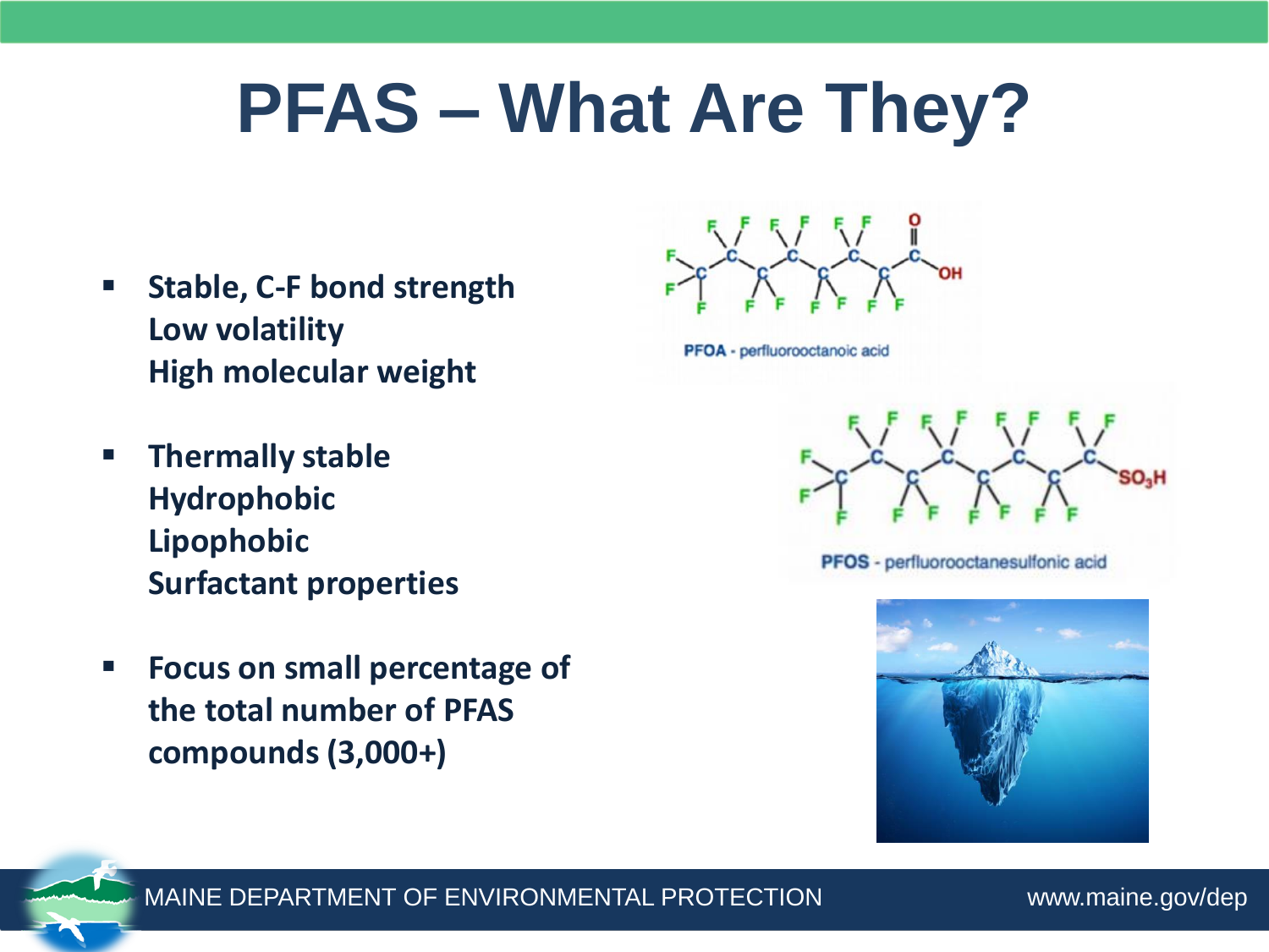# PFAS – What Are They?

- **Stable, C-F bond strength**
  **Low volatility**
  **High molecular weight**
- **Thermally stable**
  **Hydrophobic**
  **Lipophobic**
  **Surfactant properties**
- **Focus on small percentage of the total number of PFAS compounds (3,000+)**

**PFOA** - perfluorooctanoic acid

**PFOS** - perfluorooctanesulfonic acid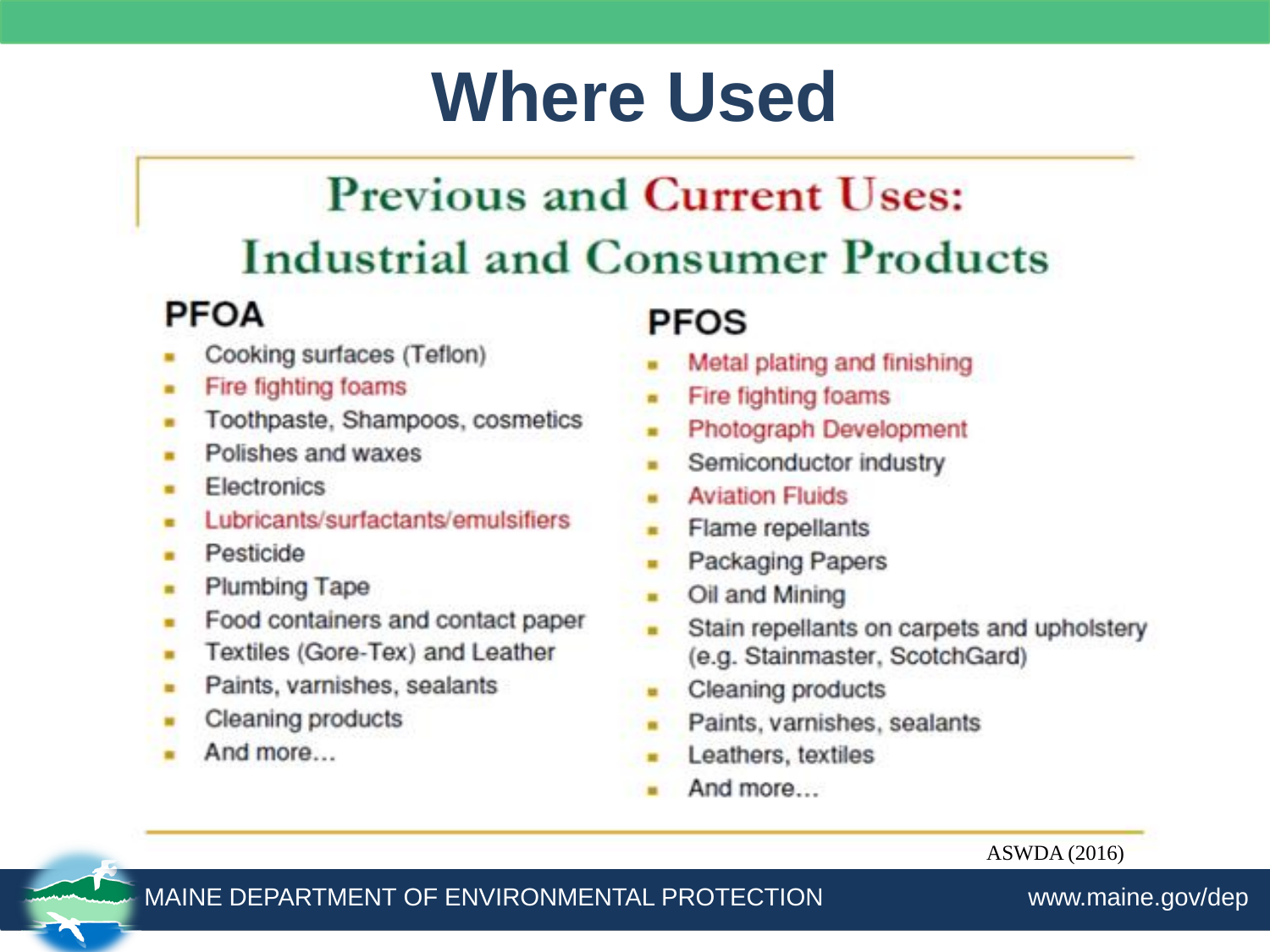# Where Used

## Previous and Current Uses: Industrial and Consumer Products

### PFOA

- Cooking surfaces (Teflon)
- Fire fighting foams
- Toothpaste, Shampoos, cosmetics
- Polishes and waxes
- Electronics
- Lubricants/surfactants/emulsifiers
- Pesticide
- Plumbing Tape
- Food containers and contact paper
- Textiles (Gore-Tex) and Leather
- Paints, varnishes, sealants
- Cleaning products
- And more…

### PFOS

- Metal plating and finishing
- Fire fighting foams
- Photograph Development
- Semiconductor industry
- Aviation Fluids
- Flame repellants
- Packaging Papers
- Oil and Mining
- Stain repellants on carpets and upholstery (e.g. Stainmaster, ScotchGard)
- Cleaning products
- Paints, varnishes, sealants
- Leathers, textiles
- And more…

ASWDA (2016)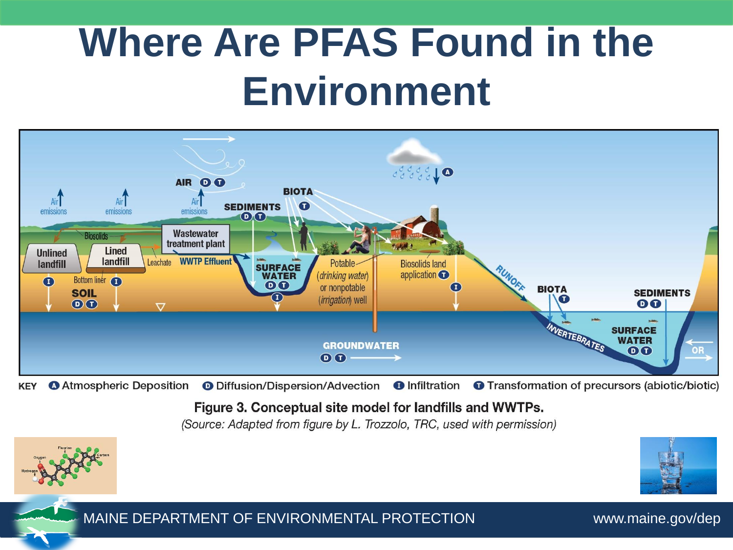# Where Are PFAS Found in the Environment

KEY Ⓐ Atmospheric Deposition Ⓓ Diffusion/Dispersion/Advection Ⓘ Infiltration Ⓣ Transformation of precursors (abiotic/biotic)

**Figure 3. Conceptual site model for landfills and WWTPs.**

*(Source: Adapted from figure by L. Trozzolo, TRC, used with permission)*

MAINE DEPARTMENT OF ENVIRONMENTAL PROTECTION www.maine.gov/dep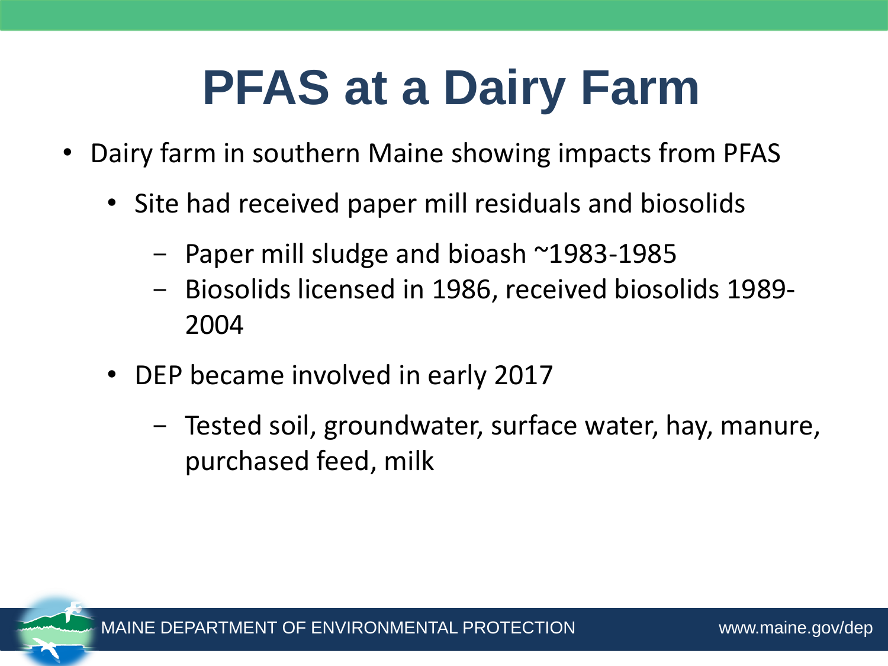# PFAS at a Dairy Farm

- Dairy farm in southern Maine showing impacts from PFAS
  - Site had received paper mill residuals and biosolids
    - Paper mill sludge and bioash ~1983-1985
    - Biosolids licensed in 1986, received biosolids 1989-2004
  - DEP became involved in early 2017
    - Tested soil, groundwater, surface water, hay, manure, purchased feed, milk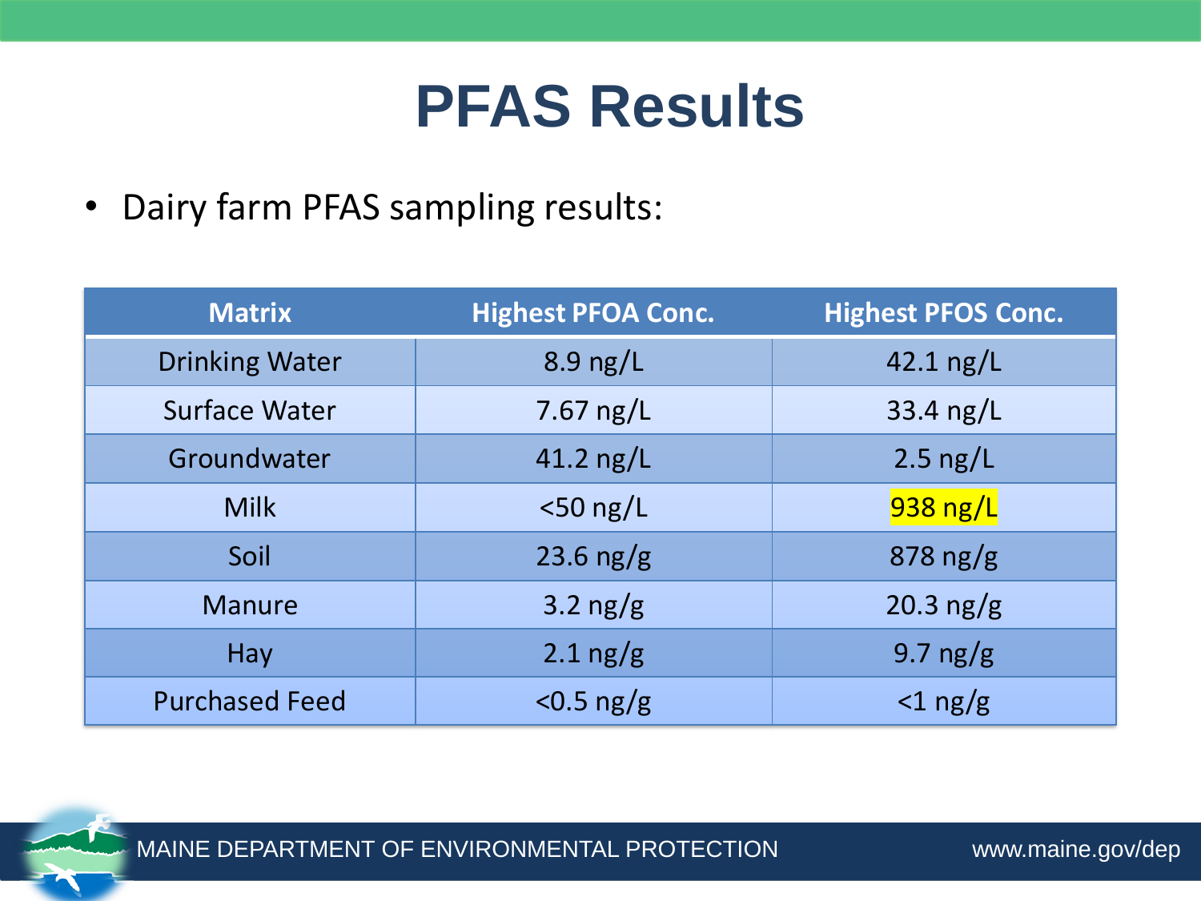# PFAS Results

- Dairy farm PFAS sampling results:

| Matrix | Highest PFOA Conc. | Highest PFOS Conc. |
|---|---|---|
| Drinking Water | 8.9 ng/L | 42.1 ng/L |
| Surface Water | 7.67 ng/L | 33.4 ng/L |
| Groundwater | 41.2 ng/L | 2.5 ng/L |
| Milk | <50 ng/L | 938 ng/L |
| Soil | 23.6 ng/g | 878 ng/g |
| Manure | 3.2 ng/g | 20.3 ng/g |
| Hay | 2.1 ng/g | 9.7 ng/g |
| Purchased Feed | <0.5 ng/g | <1 ng/g |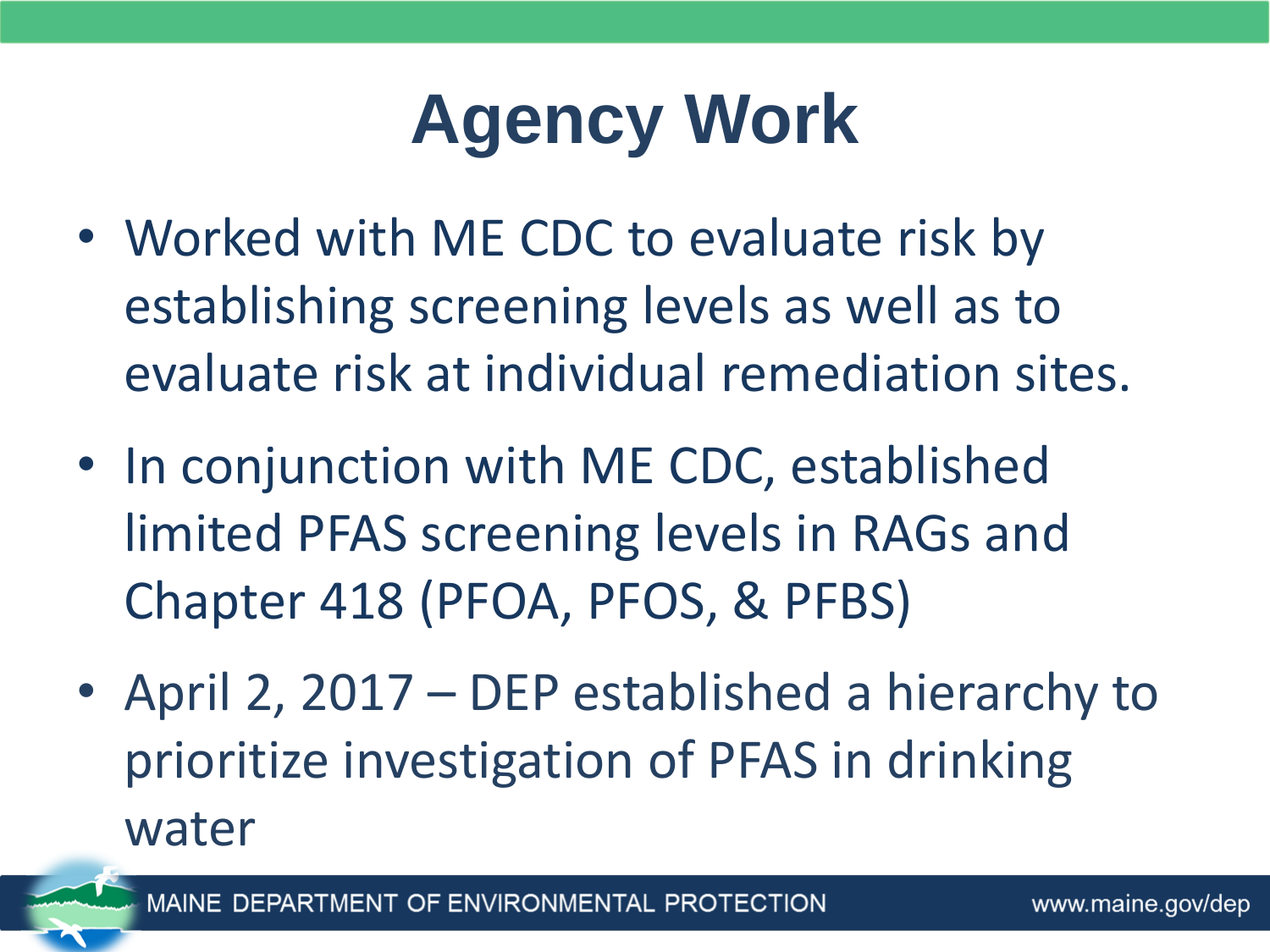# Agency Work

- Worked with ME CDC to evaluate risk by establishing screening levels as well as to evaluate risk at individual remediation sites.
- In conjunction with ME CDC, established limited PFAS screening levels in RAGs and Chapter 418 (PFOA, PFOS, & PFBS)
- April 2, 2017 – DEP established a hierarchy to prioritize investigation of PFAS in drinking water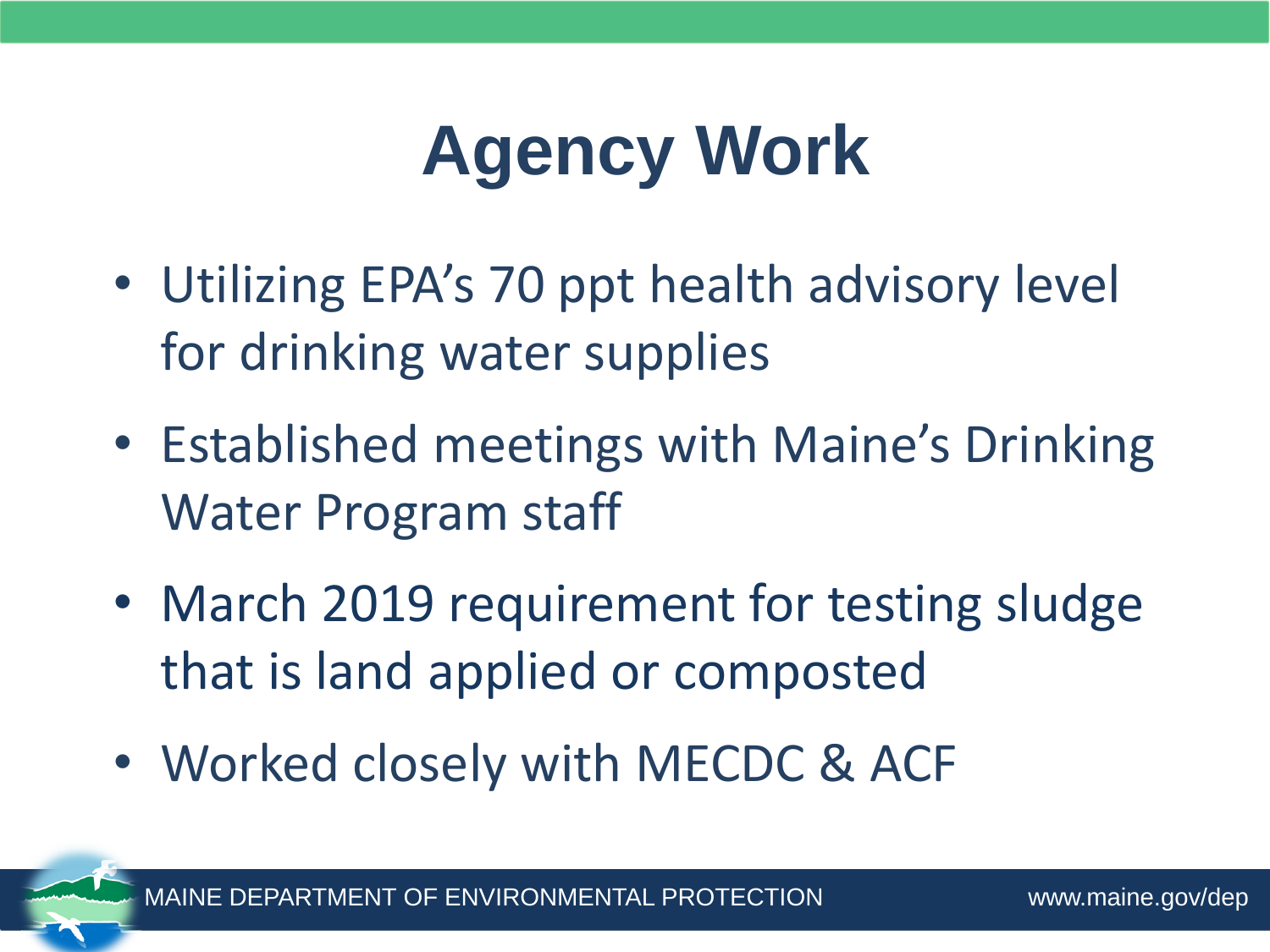# Agency Work

- Utilizing EPA's 70 ppt health advisory level for drinking water supplies
- Established meetings with Maine's Drinking Water Program staff
- March 2019 requirement for testing sludge that is land applied or composted
- Worked closely with MECDC & ACF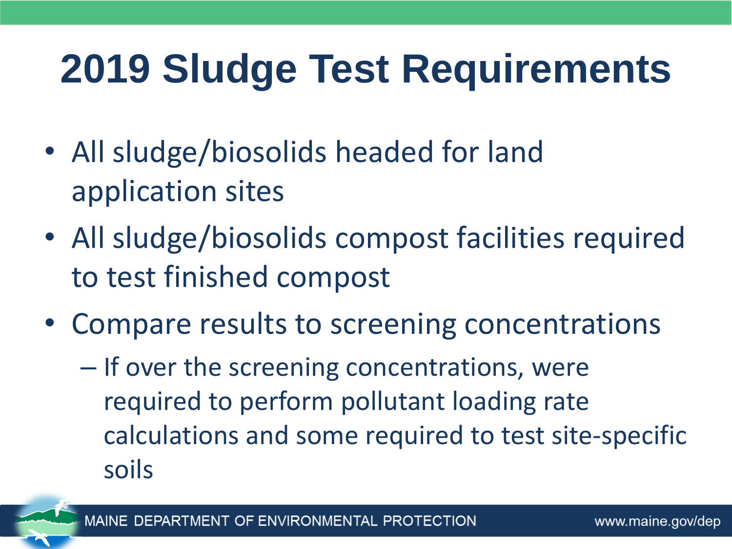# 2019 Sludge Test Requirements

- All sludge/biosolids headed for land application sites
- All sludge/biosolids compost facilities required to test finished compost
- Compare results to screening concentrations
  - If over the screening concentrations, were required to perform pollutant loading rate calculations and some required to test site-specific soils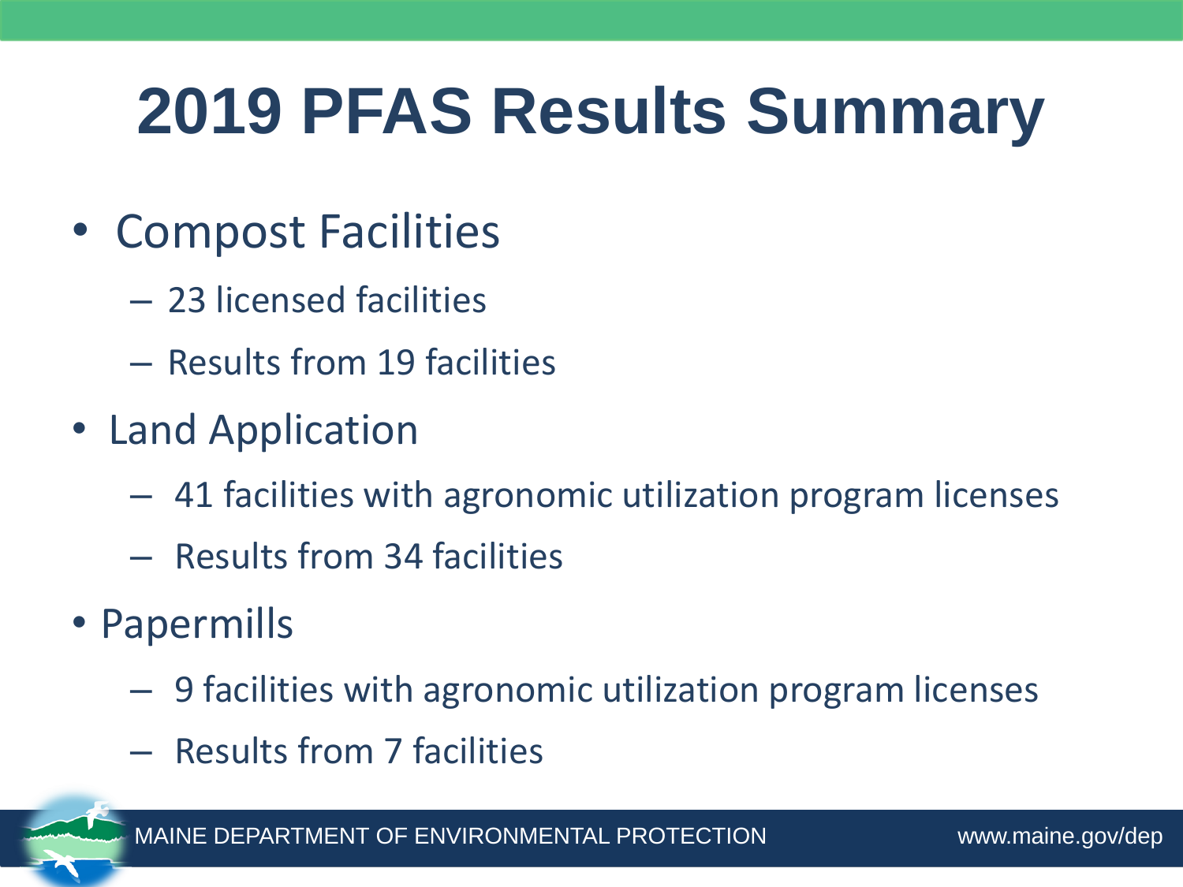# 2019 PFAS Results Summary

- Compost Facilities
  - 23 licensed facilities
  - Results from 19 facilities
- Land Application
  - 41 facilities with agronomic utilization program licenses
  - Results from 34 facilities
- Papermills
  - 9 facilities with agronomic utilization program licenses
  - Results from 7 facilities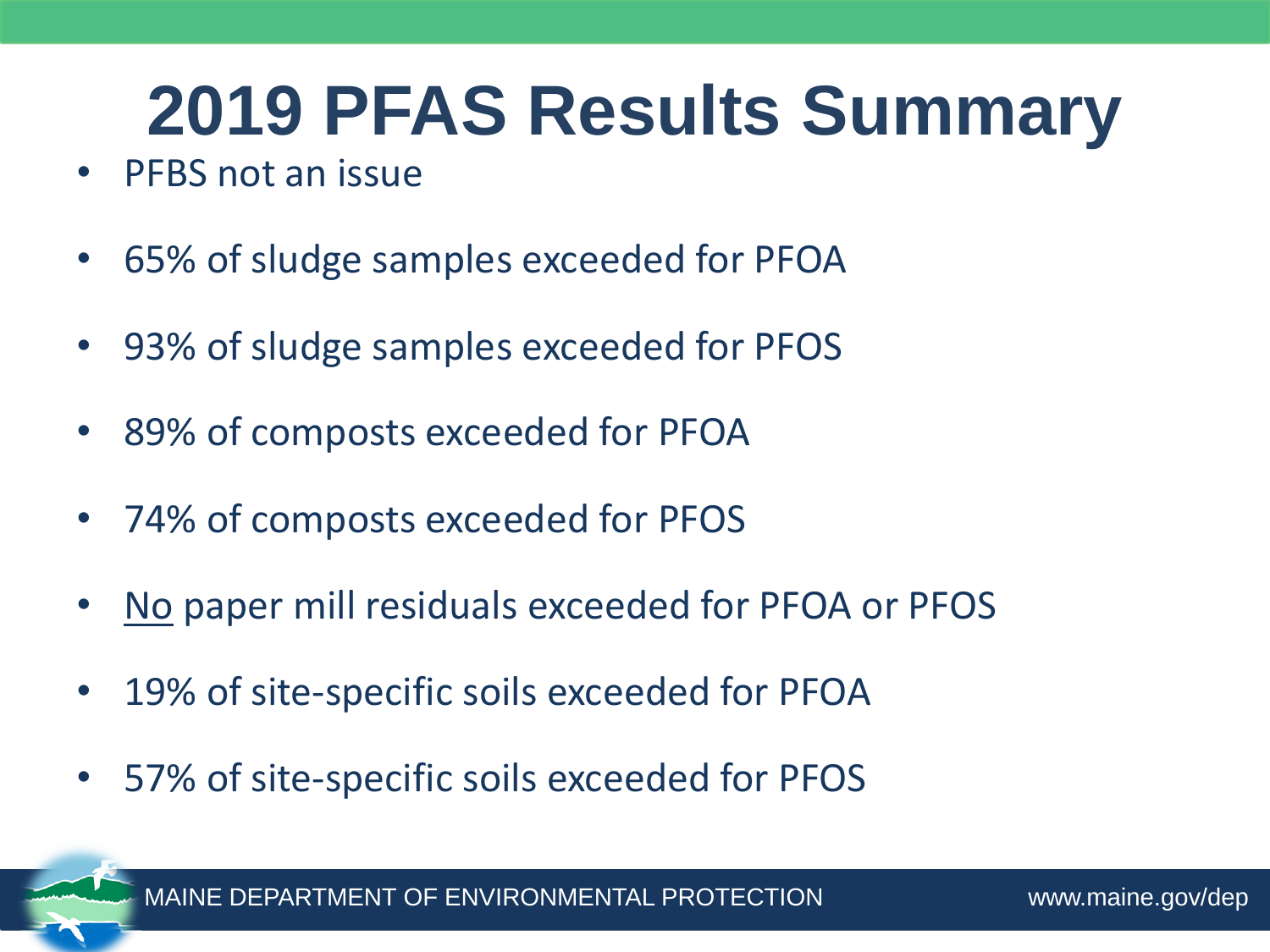# 2019 PFAS Results Summary

- PFBS not an issue
- 65% of sludge samples exceeded for PFOA
- 93% of sludge samples exceeded for PFOS
- 89% of composts exceeded for PFOA
- 74% of composts exceeded for PFOS
- <u>No</u> paper mill residuals exceeded for PFOA or PFOS
- 19% of site-specific soils exceeded for PFOA
- 57% of site-specific soils exceeded for PFOS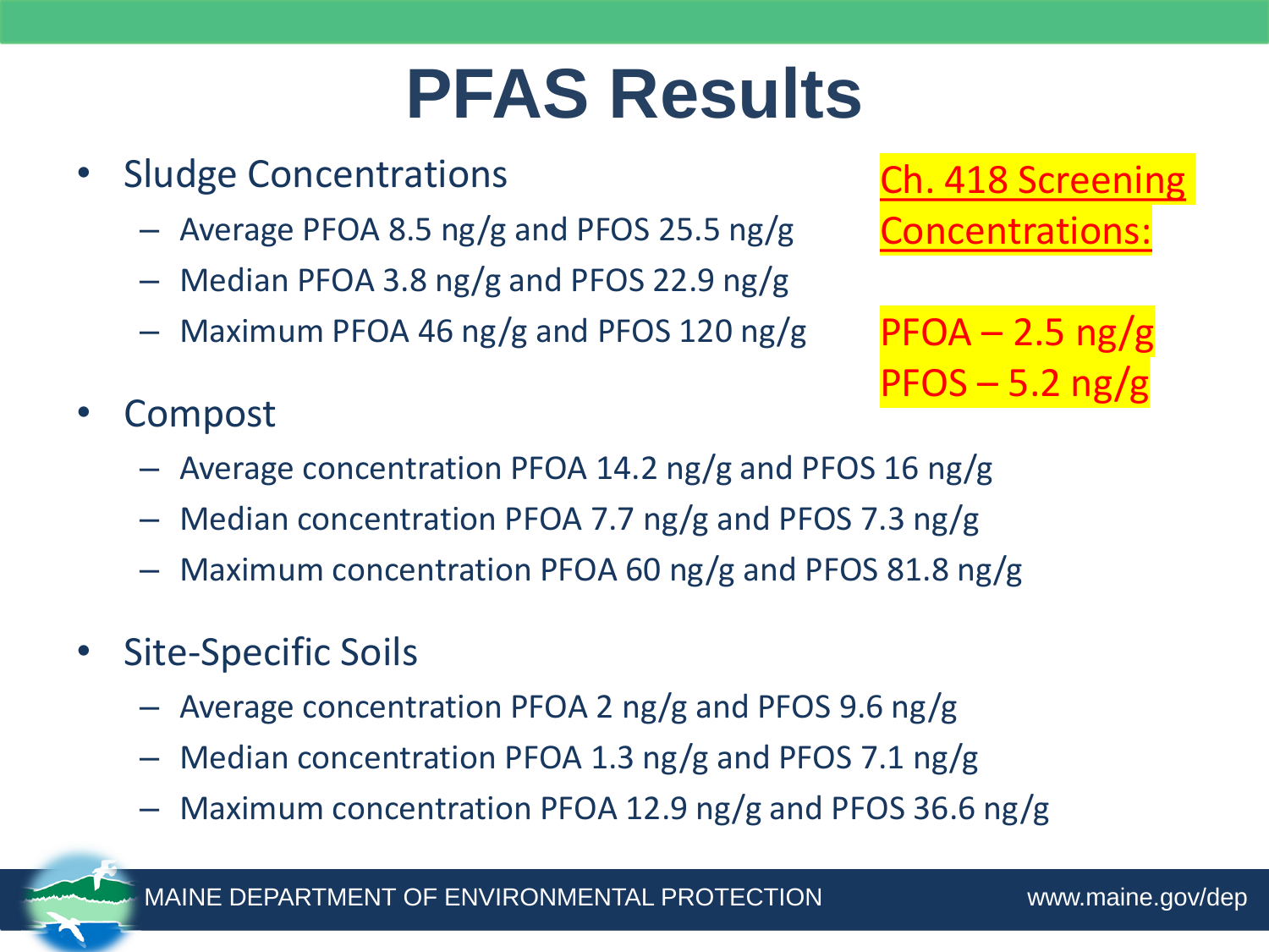# PFAS Results

- Sludge Concentrations
  - Average PFOA 8.5 ng/g and PFOS 25.5 ng/g
  - Median PFOA 3.8 ng/g and PFOS 22.9 ng/g
  - Maximum PFOA 46 ng/g and PFOS 120 ng/g

**Ch. 418 Screening Concentrations:**

PFOA – 2.5 ng/g
PFOS – 5.2 ng/g

- Compost
  - Average concentration PFOA 14.2 ng/g and PFOS 16 ng/g
  - Median concentration PFOA 7.7 ng/g and PFOS 7.3 ng/g
  - Maximum concentration PFOA 60 ng/g and PFOS 81.8 ng/g
- Site-Specific Soils
  - Average concentration PFOA 2 ng/g and PFOS 9.6 ng/g
  - Median concentration PFOA 1.3 ng/g and PFOS 7.1 ng/g
  - Maximum concentration PFOA 12.9 ng/g and PFOS 36.6 ng/g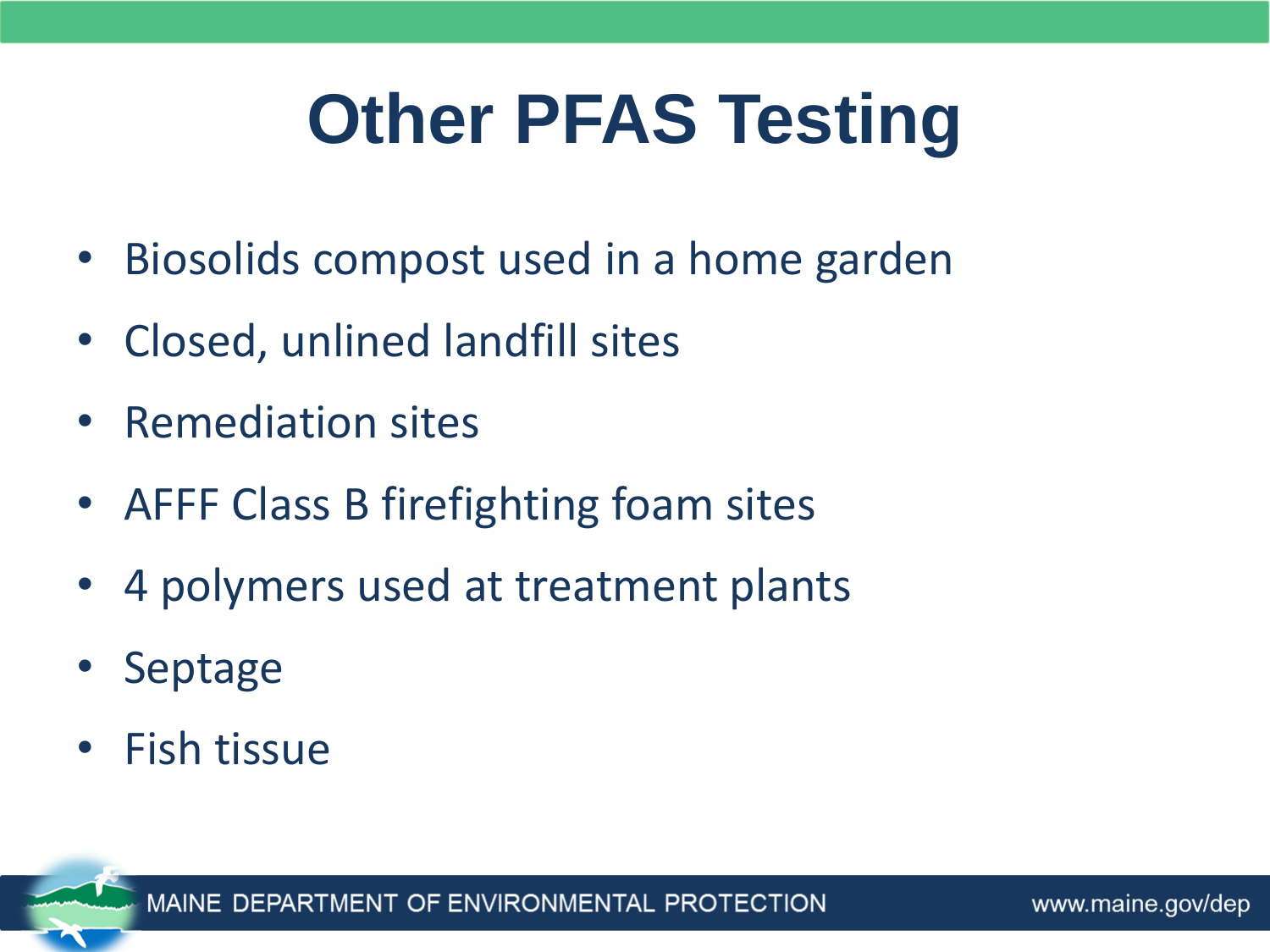# Other PFAS Testing

- Biosolids compost used in a home garden
- Closed, unlined landfill sites
- Remediation sites
- AFFF Class B firefighting foam sites
- 4 polymers used at treatment plants
- Septage
- Fish tissue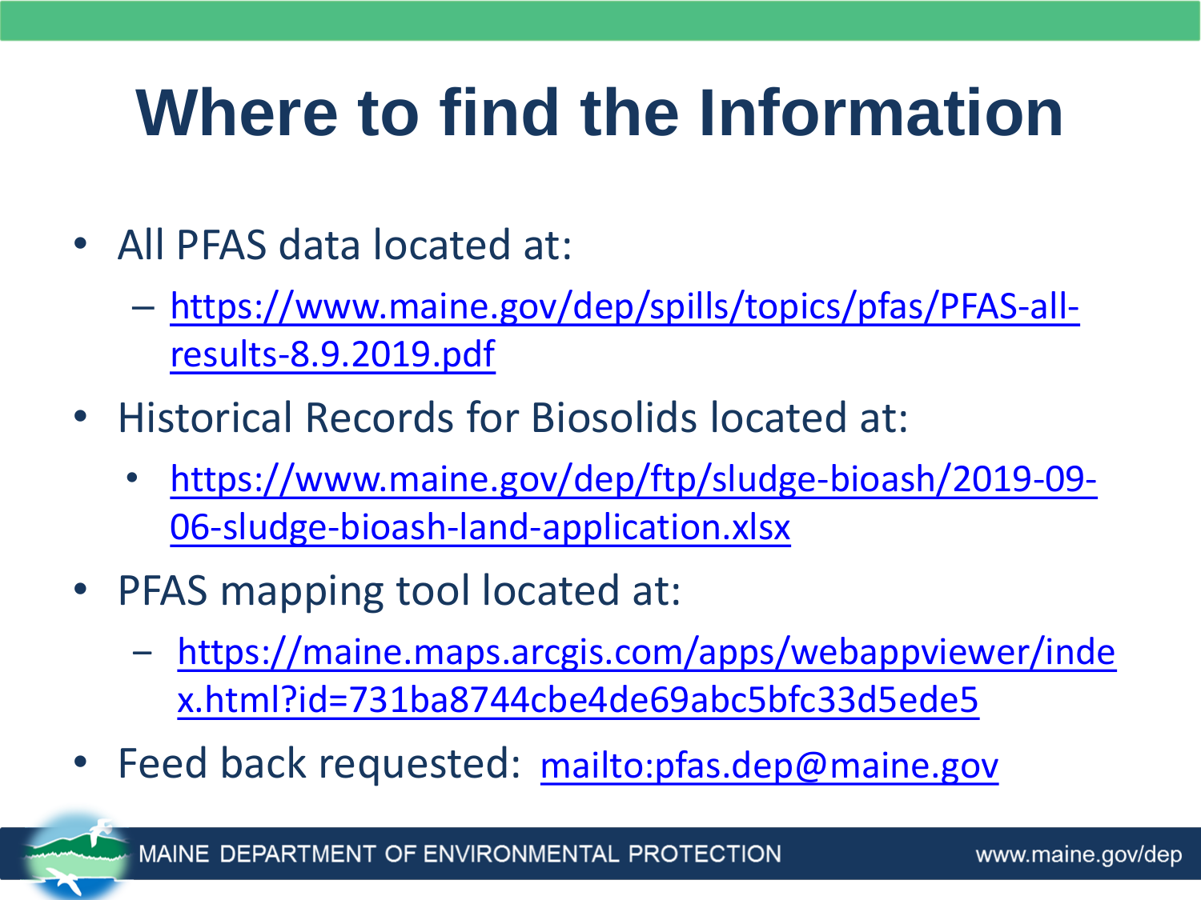# Where to find the Information

- All PFAS data located at:
  - https://www.maine.gov/dep/spills/topics/pfas/PFAS-all-results-8.9.2019.pdf
- Historical Records for Biosolids located at:
  - https://www.maine.gov/dep/ftp/sludge-bioash/2019-09-06-sludge-bioash-land-application.xlsx
- PFAS mapping tool located at:
  - https://maine.maps.arcgis.com/apps/webappviewer/index.html?id=731ba8744cbe4de69abc5bfc33d5ede5
- Feed back requested: mailto:pfas.dep@maine.gov

MAINE DEPARTMENT OF ENVIRONMENTAL PROTECTION www.maine.gov/dep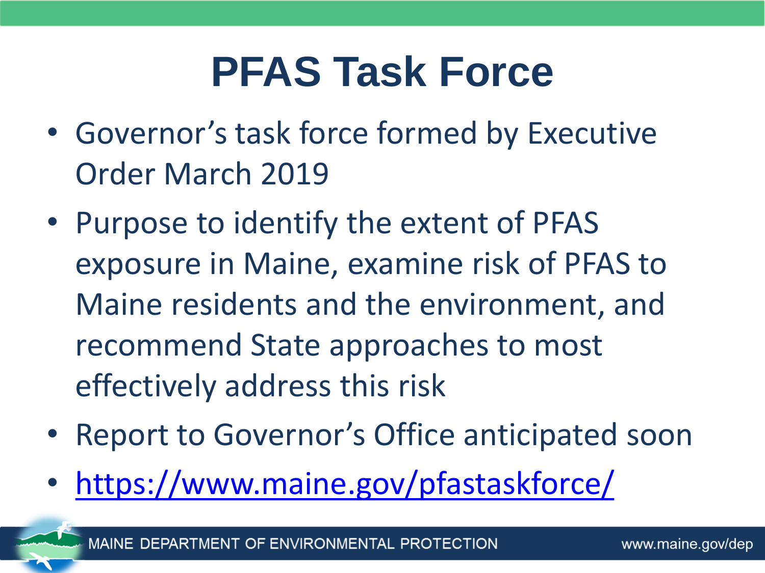# PFAS Task Force

- Governor's task force formed by Executive Order March 2019
- Purpose to identify the extent of PFAS exposure in Maine, examine risk of PFAS to Maine residents and the environment, and recommend State approaches to most effectively address this risk
- Report to Governor's Office anticipated soon
- https://www.maine.gov/pfastaskforce/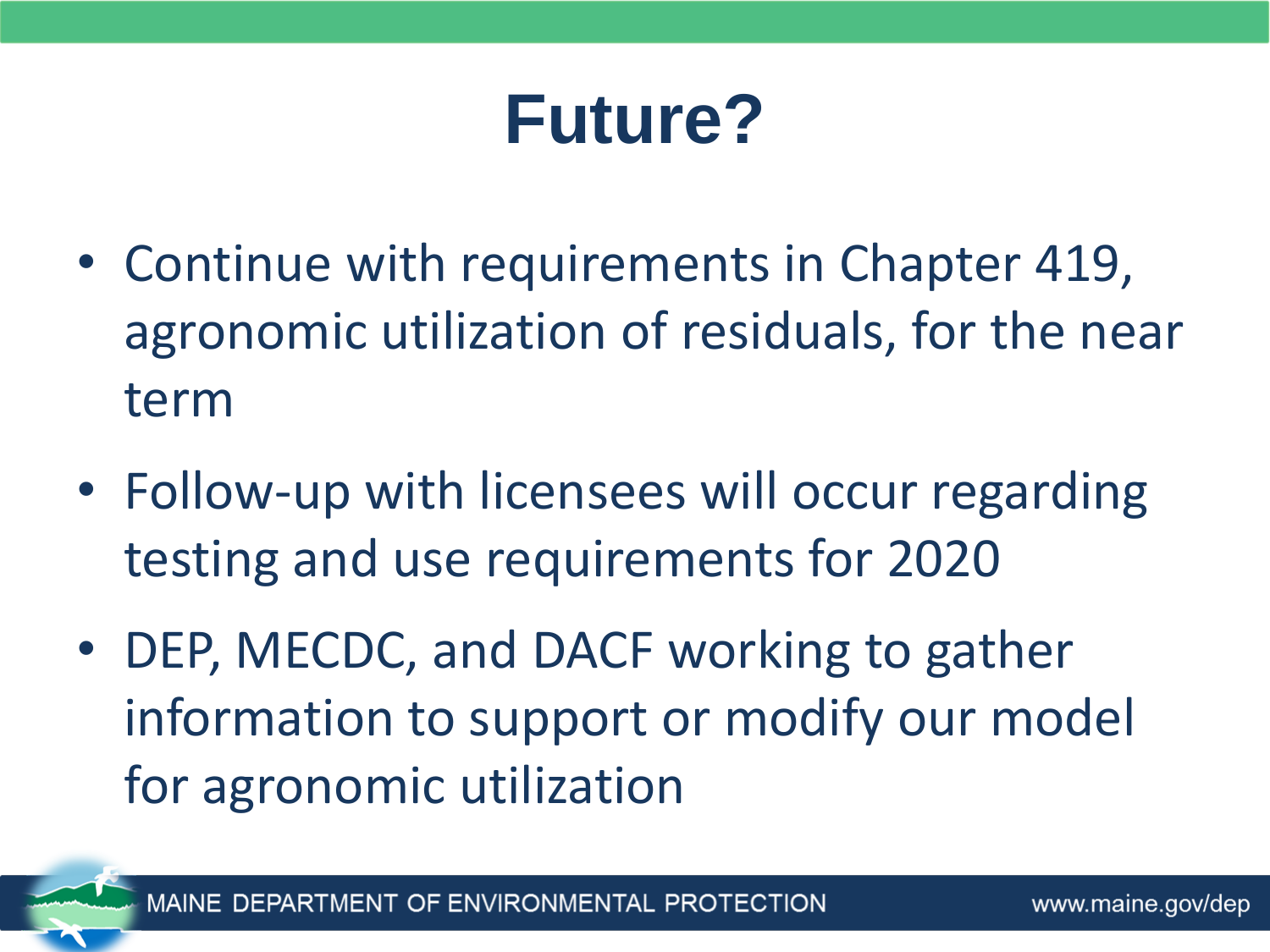# Future?

- Continue with requirements in Chapter 419, agronomic utilization of residuals, for the near term
- Follow-up with licensees will occur regarding testing and use requirements for 2020
- DEP, MECDC, and DACF working to gather information to support or modify our model for agronomic utilization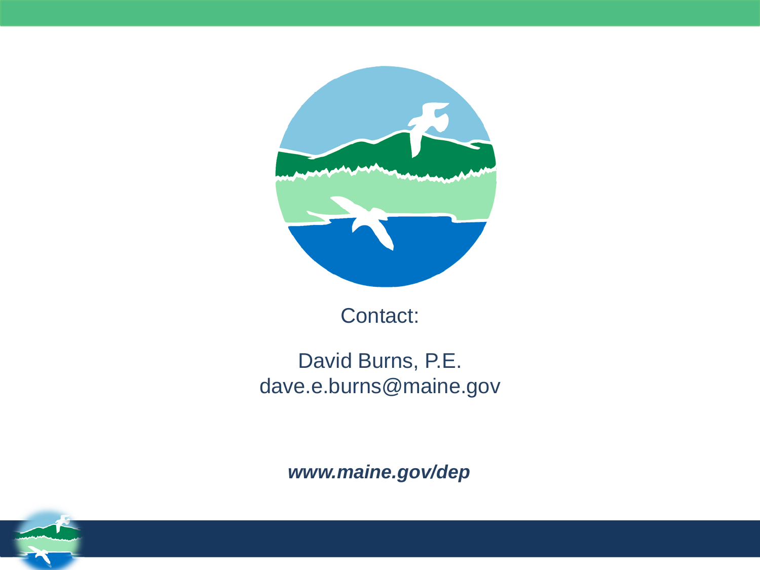Contact:

David Burns, P.E.
dave.e.burns@maine.gov

***www.maine.gov/dep***